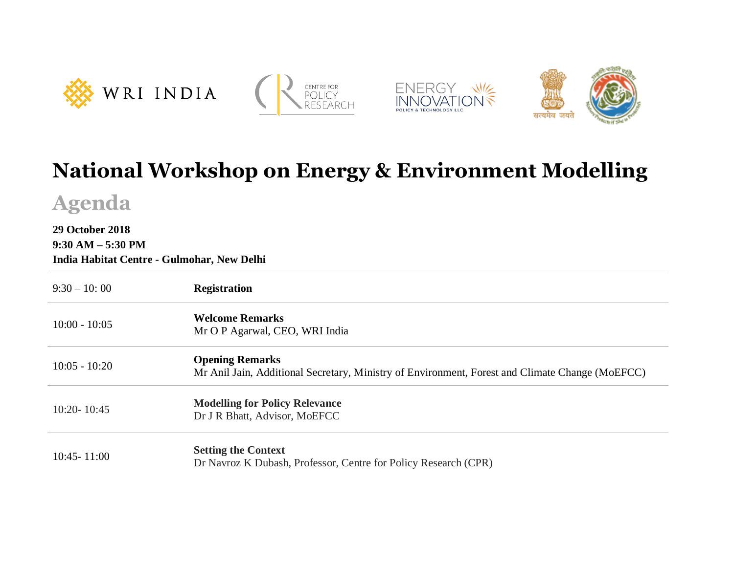# National Workshop on Energy & Environment Modelling

## Agenda

**29 October 2018**
**9:30 AM – 5:30 PM**
**India Habitat Centre - Gulmohar, New Delhi**

| Time | Session |
|---|---|
| 9:30 – 10: 00 | **Registration** |
| 10:00 - 10:05 | **Welcome Remarks**<br>Mr O P Agarwal, CEO, WRI India |
| 10:05 - 10:20 | **Opening Remarks**<br>Mr Anil Jain, Additional Secretary, Ministry of Environment, Forest and Climate Change (MoEFCC) |
| 10:20- 10:45 | **Modelling for Policy Relevance**<br>Dr J R Bhatt, Advisor, MoEFCC |
| 10:45- 11:00 | **Setting the Context**<br>Dr Navroz K Dubash, Professor, Centre for Policy Research (CPR) |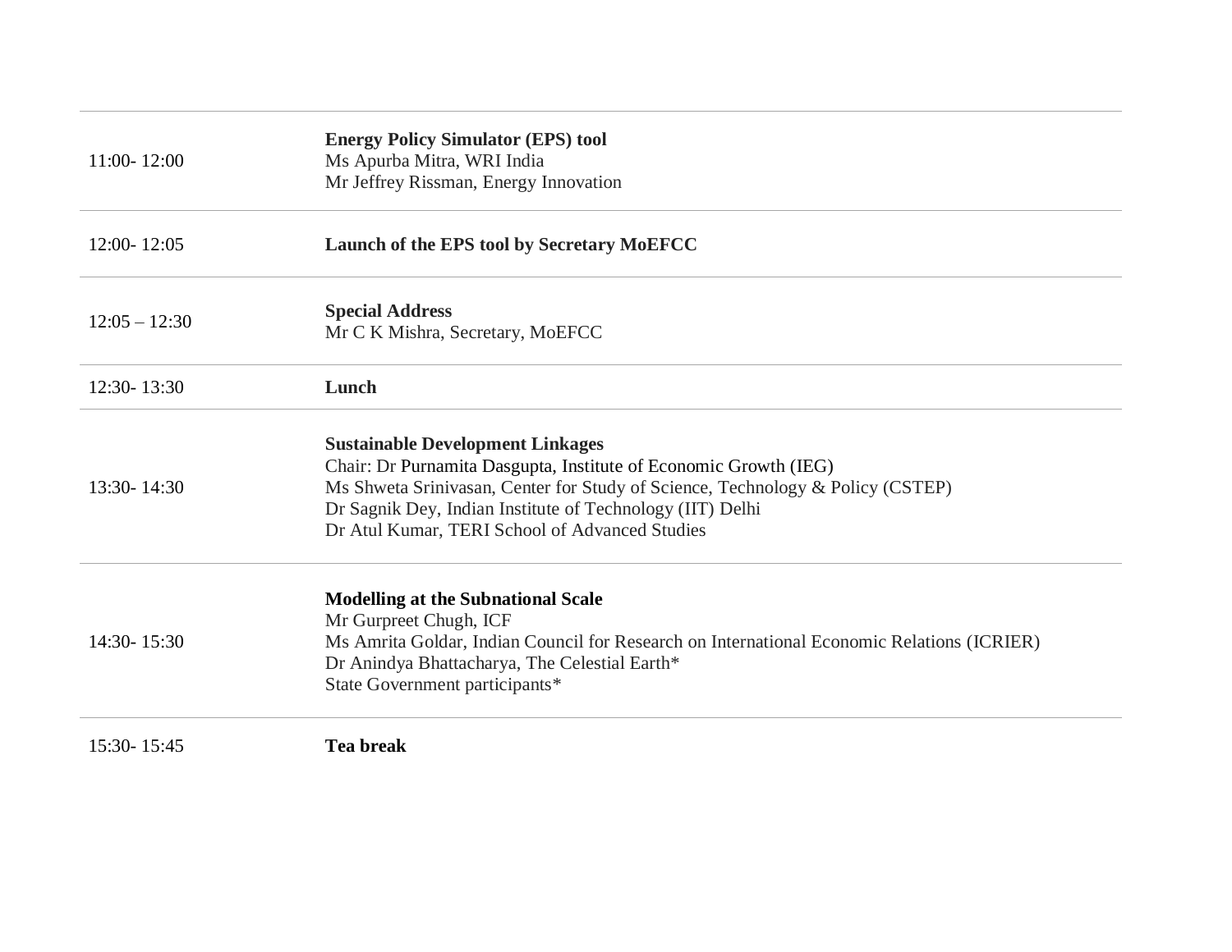| | |
|---|---|
| 11:00- 12:00 | **Energy Policy Simulator (EPS) tool**<br>Ms Apurba Mitra, WRI India<br>Mr Jeffrey Rissman, Energy Innovation |
| 12:00- 12:05 | **Launch of the EPS tool by Secretary MoEFCC** |
| 12:05 – 12:30 | **Special Address**<br>Mr C K Mishra, Secretary, MoEFCC |
| 12:30- 13:30 | **Lunch** |
| 13:30- 14:30 | **Sustainable Development Linkages**<br>Chair: Dr Purnamita Dasgupta, Institute of Economic Growth (IEG)<br>Ms Shweta Srinivasan, Center for Study of Science, Technology & Policy (CSTEP)<br>Dr Sagnik Dey, Indian Institute of Technology (IIT) Delhi<br>Dr Atul Kumar, TERI School of Advanced Studies |
| 14:30- 15:30 | **Modelling at the Subnational Scale**<br>Mr Gurpreet Chugh, ICF<br>Ms Amrita Goldar, Indian Council for Research on International Economic Relations (ICRIER)<br>Dr Anindya Bhattacharya, The Celestial Earth*<br>State Government participants* |
| 15:30- 15:45 | **Tea break** |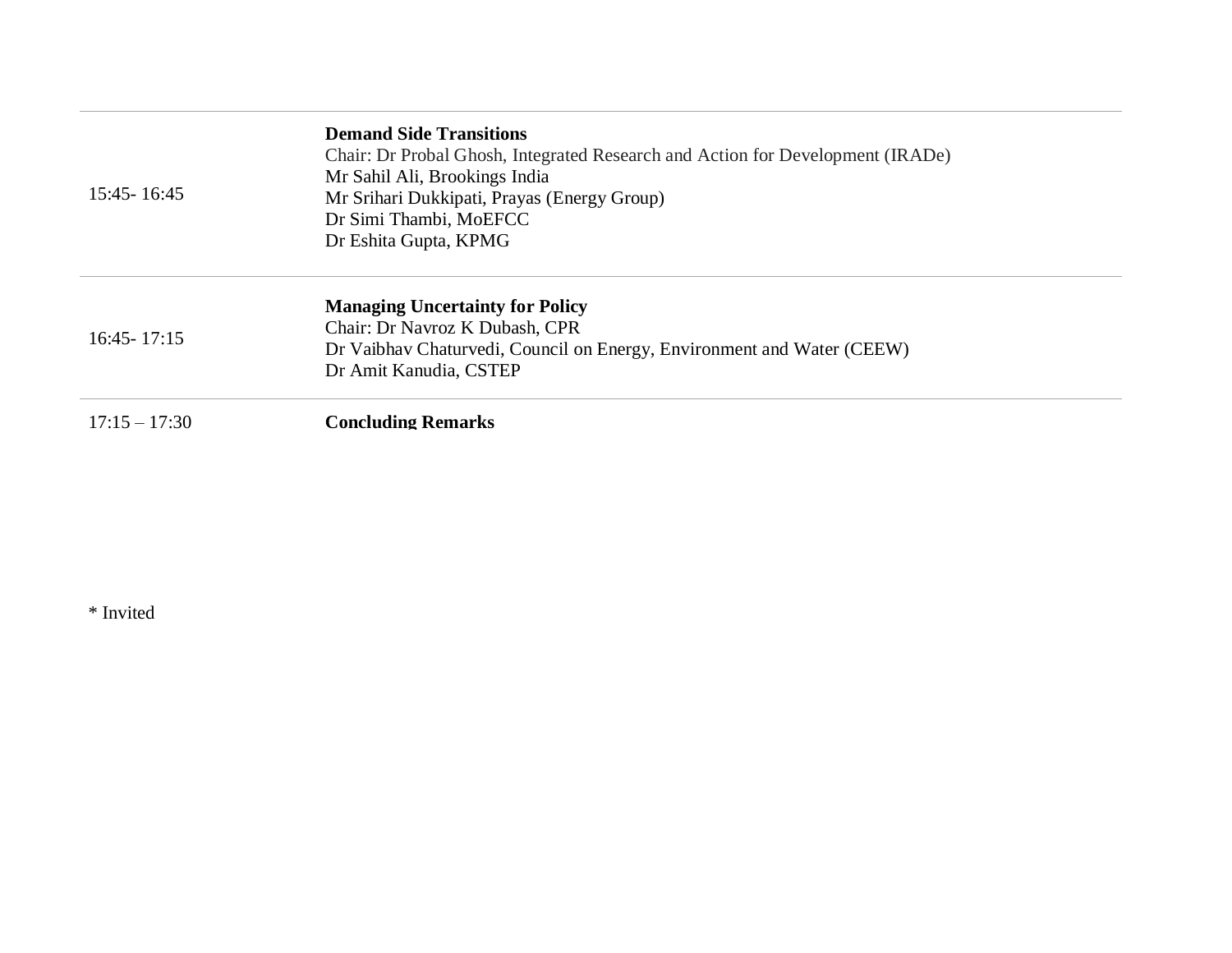| | |
|---|---|
| 15:45- 16:45 | **Demand Side Transitions**<br>Chair: Dr Probal Ghosh, Integrated Research and Action for Development (IRADe)<br>Mr Sahil Ali, Brookings India<br>Mr Srihari Dukkipati, Prayas (Energy Group)<br>Dr Simi Thambi, MoEFCC<br>Dr Eshita Gupta, KPMG |
| 16:45- 17:15 | **Managing Uncertainty for Policy**<br>Chair: Dr Navroz K Dubash, CPR<br>Dr Vaibhav Chaturvedi, Council on Energy, Environment and Water (CEEW)<br>Dr Amit Kanudia, CSTEP |
| 17:15 – 17:30 | **Concluding Remarks** |

* Invited